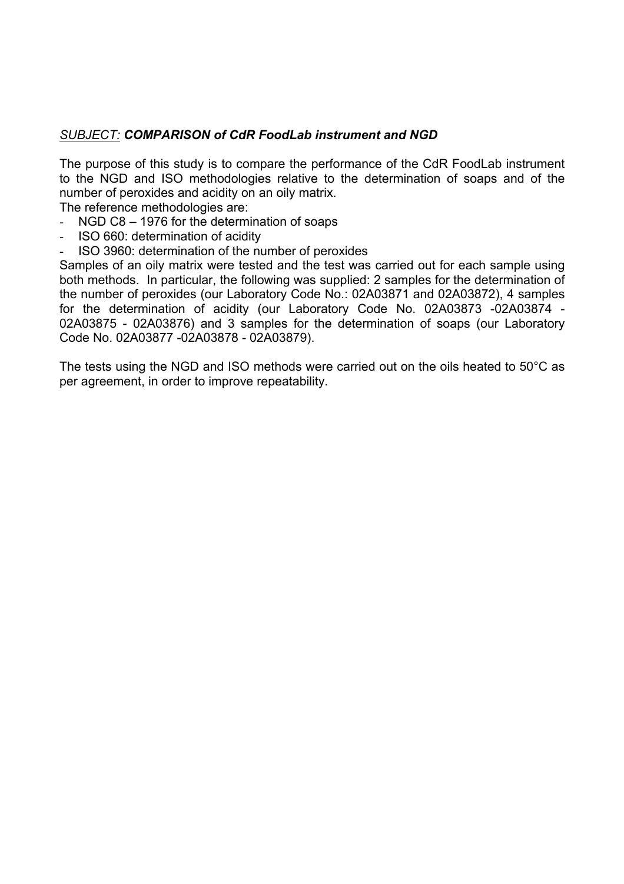*<u>SUBJECT:</u>* ***COMPARISON of CdR FoodLab instrument and NGD***

The purpose of this study is to compare the performance of the CdR FoodLab instrument to the NGD and ISO methodologies relative to the determination of soaps and of the number of peroxides and acidity on an oily matrix.

The reference methodologies are:

- NGD C8 – 1976 for the determination of soaps
- ISO 660: determination of acidity
- ISO 3960: determination of the number of peroxides

Samples of an oily matrix were tested and the test was carried out for each sample using both methods. In particular, the following was supplied: 2 samples for the determination of the number of peroxides (our Laboratory Code No.: 02A03871 and 02A03872), 4 samples for the determination of acidity (our Laboratory Code No. 02A03873 -02A03874 - 02A03875 - 02A03876) and 3 samples for the determination of soaps (our Laboratory Code No. 02A03877 -02A03878 - 02A03879).

The tests using the NGD and ISO methods were carried out on the oils heated to 50°C as per agreement, in order to improve repeatability.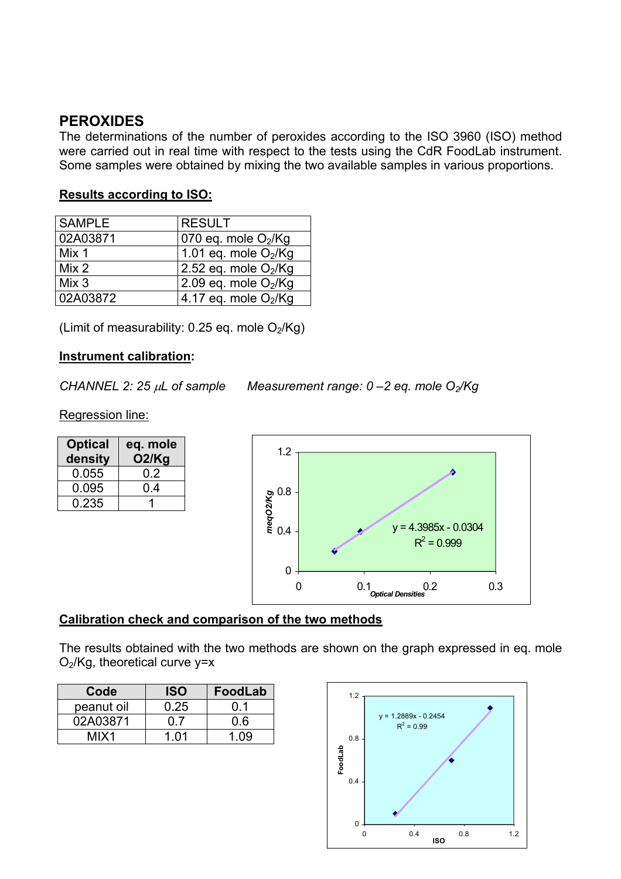## PEROXIDES

The determinations of the number of peroxides according to the ISO 3960 (ISO) method were carried out in real time with respect to the tests using the CdR FoodLab instrument. Some samples were obtained by mixing the two available samples in various proportions.

**Results according to ISO:**

| SAMPLE | RESULT |
|---|---|
| 02A03871 | 070 eq. mole $O_2$/Kg |
| Mix 1 | 1.01 eq. mole $O_2$/Kg |
| Mix 2 | 2.52 eq. mole $O_2$/Kg |
| Mix 3 | 2.09 eq. mole $O_2$/Kg |
| 02A03872 | 4.17 eq. mole $O_2$/Kg |

(Limit of measurability: 0.25 eq. mole $O_2$/Kg)

**Instrument calibration:**

*CHANNEL 2: 25 $\mu$L of sample* *Measurement range: 0 –2 eq. mole $O_2$/Kg*

Regression line:

| Optical density | eq. mole O2/Kg |
|---|---|
| 0.055 | 0.2 |
| 0.095 | 0.4 |
| 0.235 | 1 |

$y = 4.3985x - 0.0304$
$R^2 = 0.999$

**Calibration check and comparison of the two methods**

The results obtained with the two methods are shown on the graph expressed in eq. mole $O_2$/Kg, theoretical curve y=x

| Code | ISO | FoodLab |
|---|---|---|
| peanut oil | 0.25 | 0.1 |
| 02A03871 | 0.7 | 0.6 |
| MIX1 | 1.01 | 1.09 |

$y = 1.2889x - 0.2454$
$R^2 = 0.99$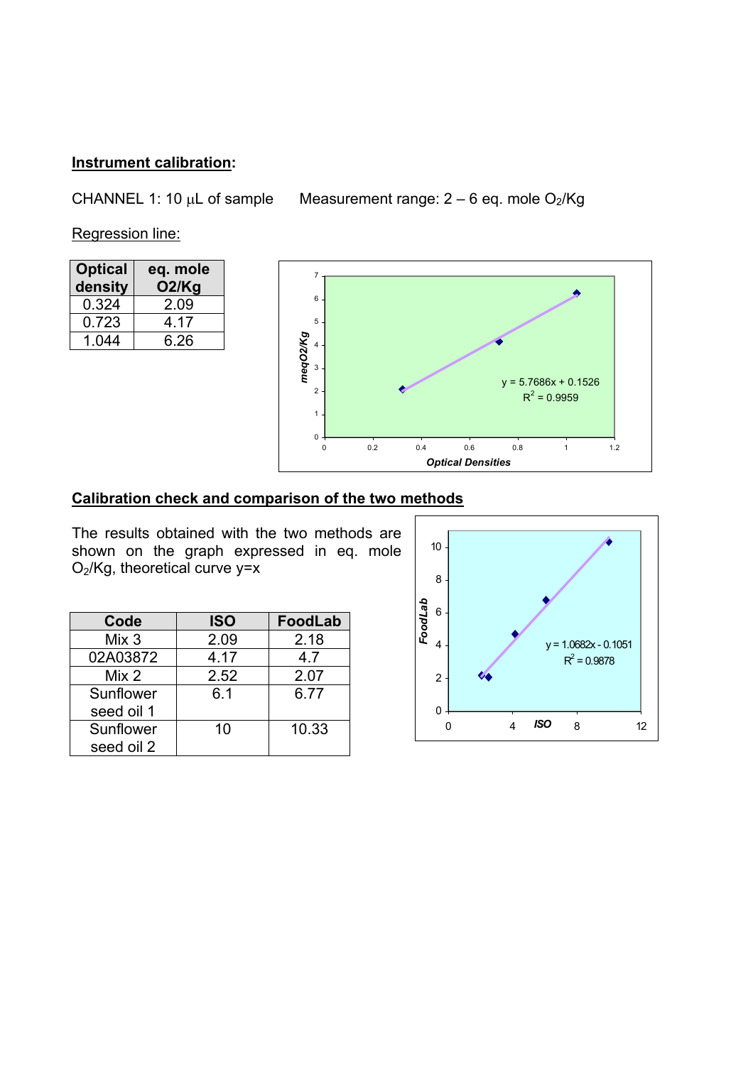**Instrument calibration:**

CHANNEL 1: 10 µL of sample     Measurement range: 2 – 6 eq. mole $O_2$/Kg

Regression line:

| Optical density | eq. mole O2/Kg |
|---|---|
| 0.324 | 2.09 |
| 0.723 | 4.17 |
| 1.044 | 6.26 |

$$y = 5.7686x + 0.1526$$
$$R^2 = 0.9959$$

**Calibration check and comparison of the two methods**

The results obtained with the two methods are shown on the graph expressed in eq. mole $O_2$/Kg, theoretical curve y=x

| Code | ISO | FoodLab |
|---|---|---|
| Mix 3 | 2.09 | 2.18 |
| 02A03872 | 4.17 | 4.7 |
| Mix 2 | 2.52 | 2.07 |
| Sunflower seed oil 1 | 6.1 | 6.77 |
| Sunflower seed oil 2 | 10 | 10.33 |

$$y = 1.0682x - 0.1051$$
$$R^2 = 0.9878$$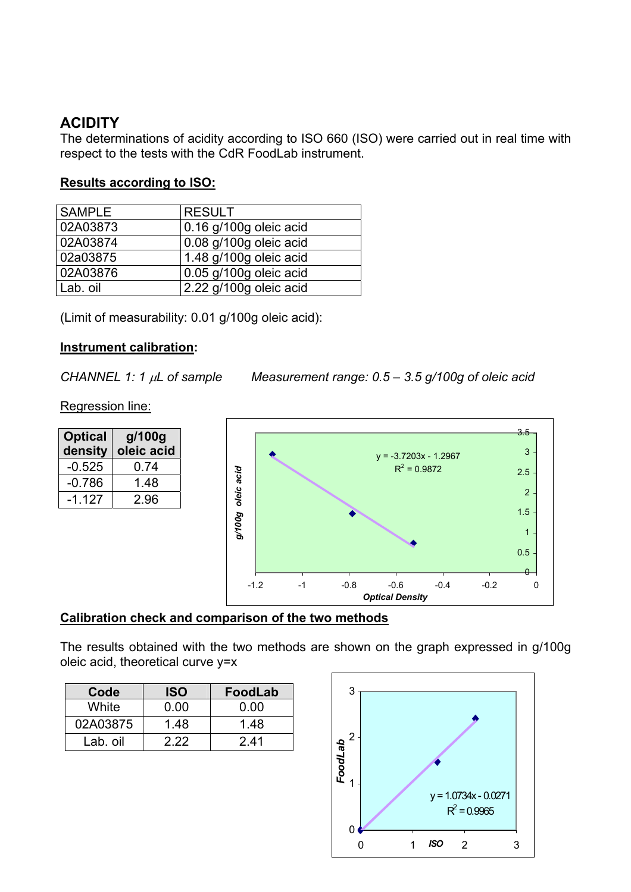## ACIDITY

The determinations of acidity according to ISO 660 (ISO) were carried out in real time with respect to the tests with the CdR FoodLab instrument.

**Results according to ISO:**

| SAMPLE | RESULT |
|---|---|
| 02A03873 | 0.16 g/100g oleic acid |
| 02A03874 | 0.08 g/100g oleic acid |
| 02a03875 | 1.48 g/100g oleic acid |
| 02A03876 | 0.05 g/100g oleic acid |
| Lab. oil | 2.22 g/100g oleic acid |

(Limit of measurability: 0.01 g/100g oleic acid):

**Instrument calibration:**

*CHANNEL 1: 1 $\mu$L of sample*   *Measurement range: 0.5 – 3.5 g/100g of oleic acid*

Regression line:

| Optical density | g/100g oleic acid |
|---|---|
| -0.525 | 0.74 |
| -0.786 | 1.48 |
| -1.127 | 2.96 |

$y = -3.7203x - 1.2967$
$R^2 = 0.9872$

g/100g oleic acid

3.5
3
2.5
2
1.5
1
0.5
0

-1.2 -1 -0.8 -0.6 -0.4 -0.2 0

Optical Density

**Calibration check and comparison of the two methods**

The results obtained with the two methods are shown on the graph expressed in g/100g oleic acid, theoretical curve y=x

| Code | ISO | FoodLab |
|---|---|---|
| White | 0.00 | 0.00 |
| 02A03875 | 1.48 | 1.48 |
| Lab. oil | 2.22 | 2.41 |

$y = 1.0734x - 0.0271$
$R^2 = 0.9965$

FoodLab

3
2
1
0

0 1 2 3

ISO